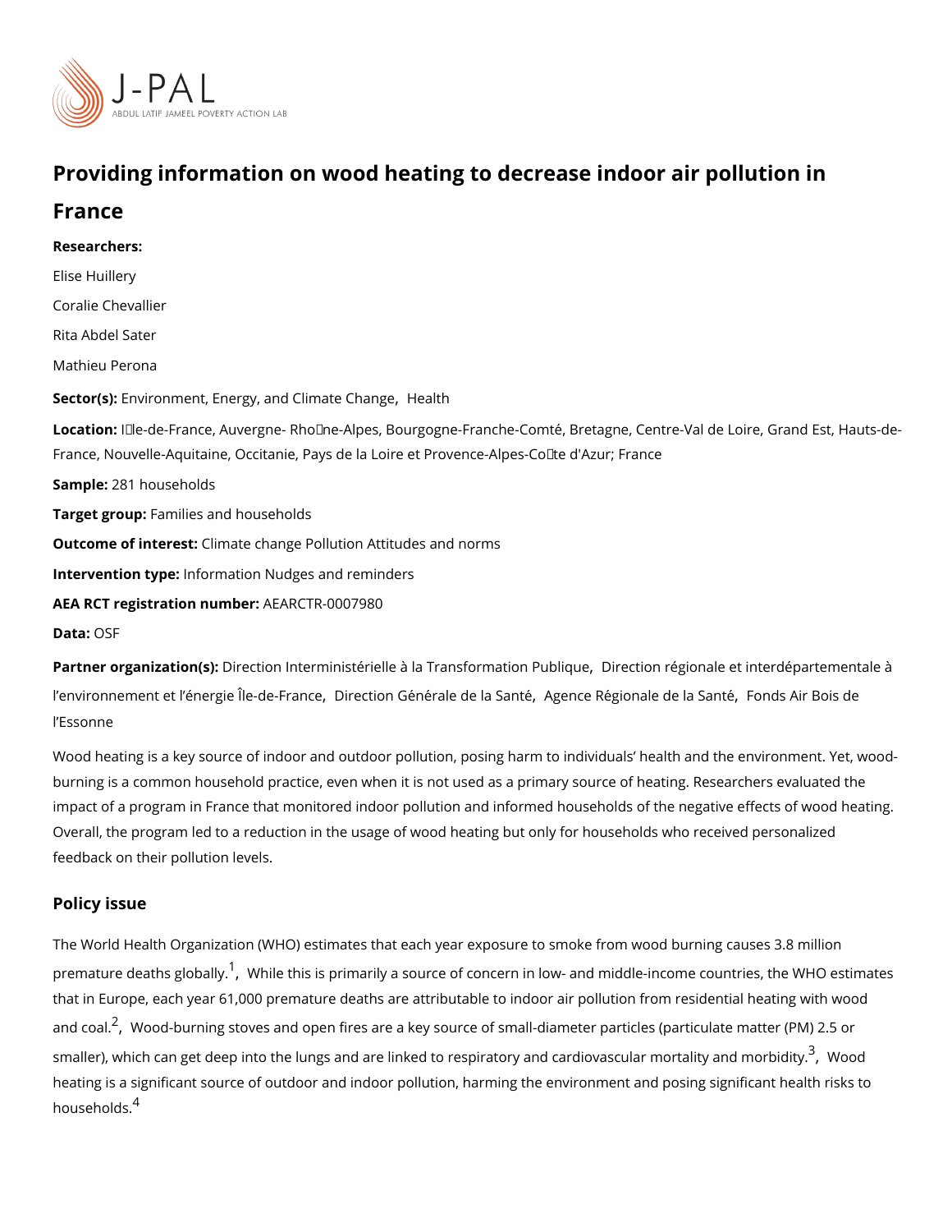# Providing information on wood heating to decrease indoor air pollution in France

**Researchers:**

Elise Huillery

Coralie Chevallier

Rita Abdel Sater

Mathieu Perona

**Sector(s):** Environment, Energy, and Climate Change, Health

**Location:** Île-de-France, Auvergne- Rhône-Alpes, Bourgogne-Franche-Comté, Bretagne, Centre-Val de Loire, Grand Est, Hauts-de-France, Nouvelle-Aquitaine, Occitanie, Pays de la Loire et Provence-Alpes-Côte d'Azur; France

**Sample:** 281 households

**Target group:** Families and households

**Outcome of interest:** Climate change Pollution Attitudes and norms

**Intervention type:** Information Nudges and reminders

**AEA RCT registration number:** AEARCTR-0007980

**Data:** OSF

**Partner organization(s):** Direction Interministérielle à la Transformation Publique, Direction régionale et interdépartementale à l'environnement et l'énergie Île-de-France, Direction Générale de la Santé, Agence Régionale de la Santé, Fonds Air Bois de l'Essonne

Wood heating is a key source of indoor and outdoor pollution, posing harm to individuals' health and the environment. Yet, wood-burning is a common household practice, even when it is not used as a primary source of heating. Researchers evaluated the impact of a program in France that monitored indoor pollution and informed households of the negative effects of wood heating. Overall, the program led to a reduction in the usage of wood heating but only for households who received personalized feedback on their pollution levels.

## Policy issue

The World Health Organization (WHO) estimates that each year exposure to smoke from wood burning causes 3.8 million premature deaths globally.[1], While this is primarily a source of concern in low- and middle-income countries, the WHO estimates that in Europe, each year 61,000 premature deaths are attributable to indoor air pollution from residential heating with wood and coal.[2], Wood-burning stoves and open fires are a key source of small-diameter particles (particulate matter (PM) 2.5 or smaller), which can get deep into the lungs and are linked to respiratory and cardiovascular mortality and morbidity.[3], Wood heating is a significant source of outdoor and indoor pollution, harming the environment and posing significant health risks to households.[4]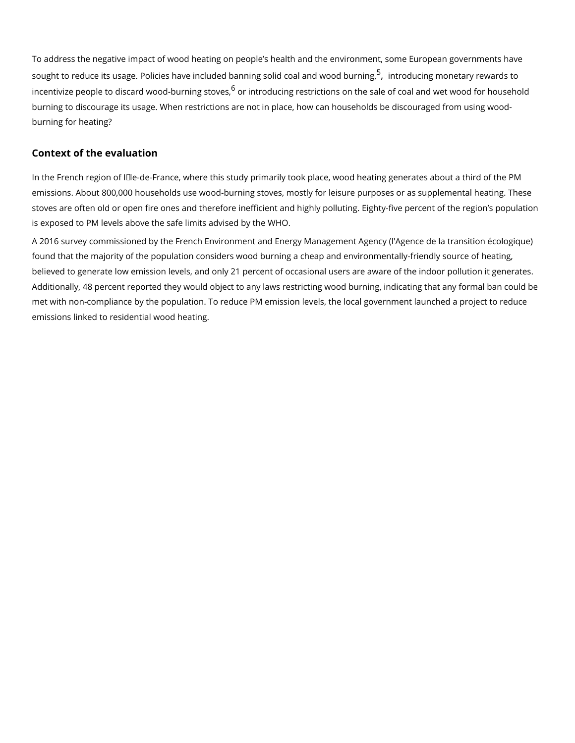To address the negative impact of wood heating on people's health and the environment, some European governments have sought to reduce its usage. Policies have included banning solid coal and wood burning,[5], introducing monetary rewards to incentivize people to discard wood-burning stoves,[6] or introducing restrictions on the sale of coal and wet wood for household burning to discourage its usage. When restrictions are not in place, how can households be discouraged from using wood-burning for heating?

## Context of the evaluation

In the French region of Île-de-France, where this study primarily took place, wood heating generates about a third of the PM emissions. About 800,000 households use wood-burning stoves, mostly for leisure purposes or as supplemental heating. These stoves are often old or open fire ones and therefore inefficient and highly polluting. Eighty-five percent of the region's population is exposed to PM levels above the safe limits advised by the WHO.

A 2016 survey commissioned by the French Environment and Energy Management Agency (l'Agence de la transition écologique) found that the majority of the population considers wood burning a cheap and environmentally-friendly source of heating, believed to generate low emission levels, and only 21 percent of occasional users are aware of the indoor pollution it generates. Additionally, 48 percent reported they would object to any laws restricting wood burning, indicating that any formal ban could be met with non-compliance by the population. To reduce PM emission levels, the local government launched a project to reduce emissions linked to residential wood heating.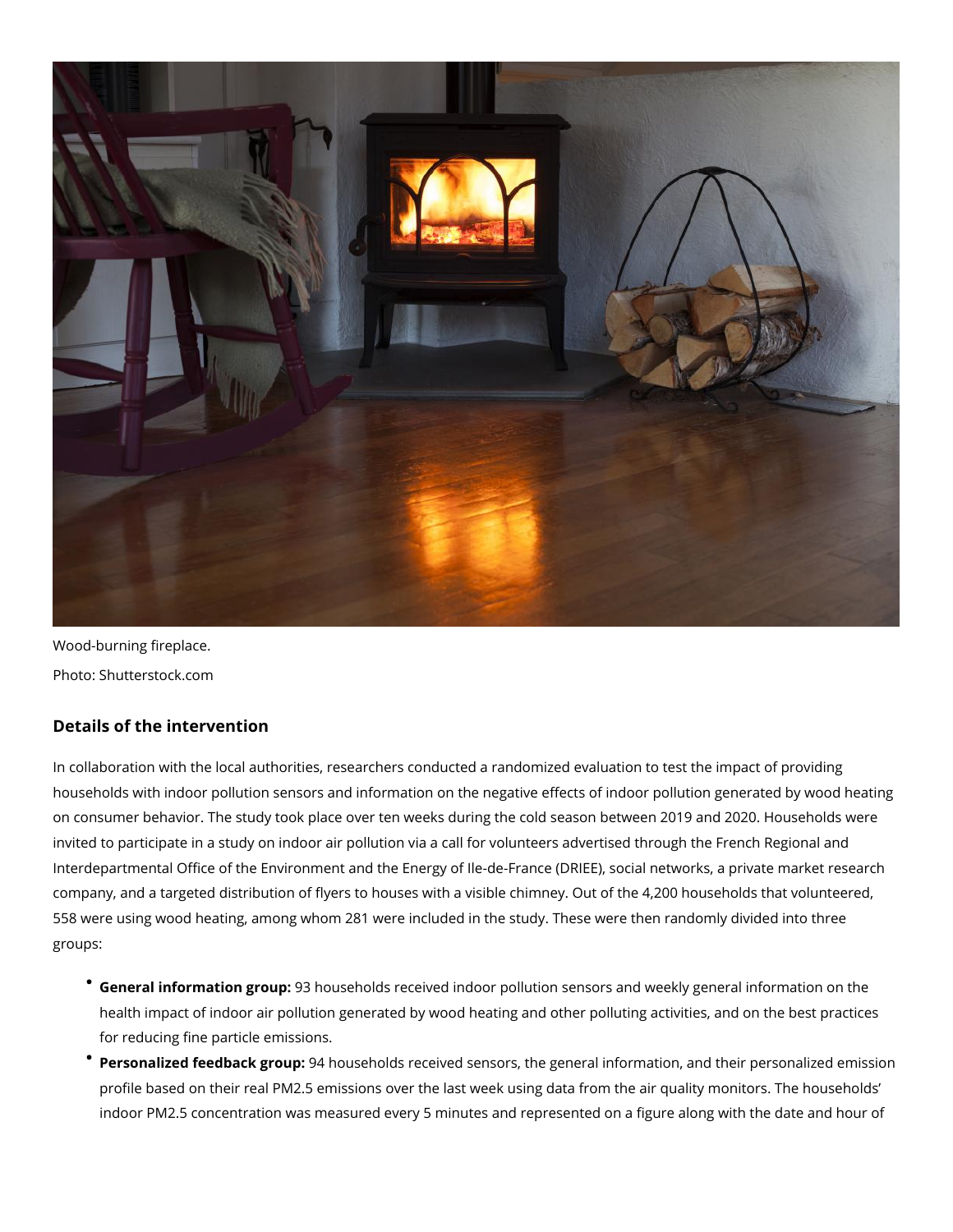Wood-burning fireplace.

Photo: Shutterstock.com

### Details of the intervention

In collaboration with the local authorities, researchers conducted a randomized evaluation to test the impact of providing households with indoor pollution sensors and information on the negative effects of indoor pollution generated by wood heating on consumer behavior. The study took place over ten weeks during the cold season between 2019 and 2020. Households were invited to participate in a study on indoor air pollution via a call for volunteers advertised through the French Regional and Interdepartmental Office of the Environment and the Energy of Ile-de-France (DRIEE), social networks, a private market research company, and a targeted distribution of flyers to houses with a visible chimney. Out of the 4,200 households that volunteered, 558 were using wood heating, among whom 281 were included in the study. These were then randomly divided into three groups:

- **General information group:** 93 households received indoor pollution sensors and weekly general information on the health impact of indoor air pollution generated by wood heating and other polluting activities, and on the best practices for reducing fine particle emissions.
- **Personalized feedback group:** 94 households received sensors, the general information, and their personalized emission profile based on their real PM2.5 emissions over the last week using data from the air quality monitors. The households' indoor PM2.5 concentration was measured every 5 minutes and represented on a figure along with the date and hour of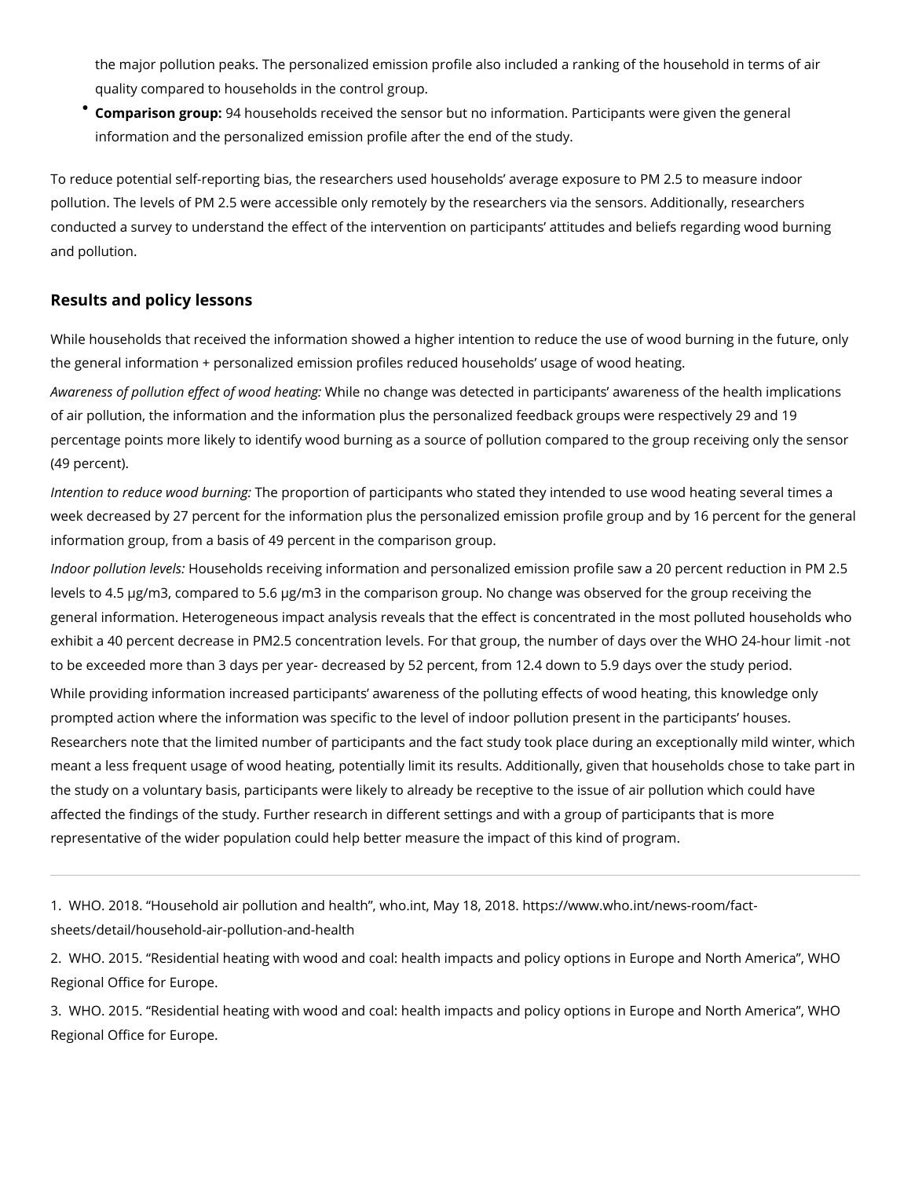the major pollution peaks. The personalized emission profile also included a ranking of the household in terms of air quality compared to households in the control group.

- **Comparison group:** 94 households received the sensor but no information. Participants were given the general information and the personalized emission profile after the end of the study.

To reduce potential self-reporting bias, the researchers used households' average exposure to PM 2.5 to measure indoor pollution. The levels of PM 2.5 were accessible only remotely by the researchers via the sensors. Additionally, researchers conducted a survey to understand the effect of the intervention on participants' attitudes and beliefs regarding wood burning and pollution.

## Results and policy lessons

While households that received the information showed a higher intention to reduce the use of wood burning in the future, only the general information + personalized emission profiles reduced households' usage of wood heating.

*Awareness of pollution effect of wood heating:* While no change was detected in participants' awareness of the health implications of air pollution, the information and the information plus the personalized feedback groups were respectively 29 and 19 percentage points more likely to identify wood burning as a source of pollution compared to the group receiving only the sensor (49 percent).

*Intention to reduce wood burning:* The proportion of participants who stated they intended to use wood heating several times a week decreased by 27 percent for the information plus the personalized emission profile group and by 16 percent for the general information group, from a basis of 49 percent in the comparison group.

*Indoor pollution levels:* Households receiving information and personalized emission profile saw a 20 percent reduction in PM 2.5 levels to 4.5 μg/m3, compared to 5.6 μg/m3 in the comparison group. No change was observed for the group receiving the general information. Heterogeneous impact analysis reveals that the effect is concentrated in the most polluted households who exhibit a 40 percent decrease in PM2.5 concentration levels. For that group, the number of days over the WHO 24-hour limit -not to be exceeded more than 3 days per year- decreased by 52 percent, from 12.4 down to 5.9 days over the study period.

While providing information increased participants' awareness of the polluting effects of wood heating, this knowledge only prompted action where the information was specific to the level of indoor pollution present in the participants' houses. Researchers note that the limited number of participants and the fact study took place during an exceptionally mild winter, which meant a less frequent usage of wood heating, potentially limit its results. Additionally, given that households chose to take part in the study on a voluntary basis, participants were likely to already be receptive to the issue of air pollution which could have affected the findings of the study. Further research in different settings and with a group of participants that is more representative of the wider population could help better measure the impact of this kind of program.

---

1. WHO. 2018. "Household air pollution and health", who.int, May 18, 2018. https://www.who.int/news-room/fact-sheets/detail/household-air-pollution-and-health

2. WHO. 2015. "Residential heating with wood and coal: health impacts and policy options in Europe and North America", WHO Regional Office for Europe.

3. WHO. 2015. "Residential heating with wood and coal: health impacts and policy options in Europe and North America", WHO Regional Office for Europe.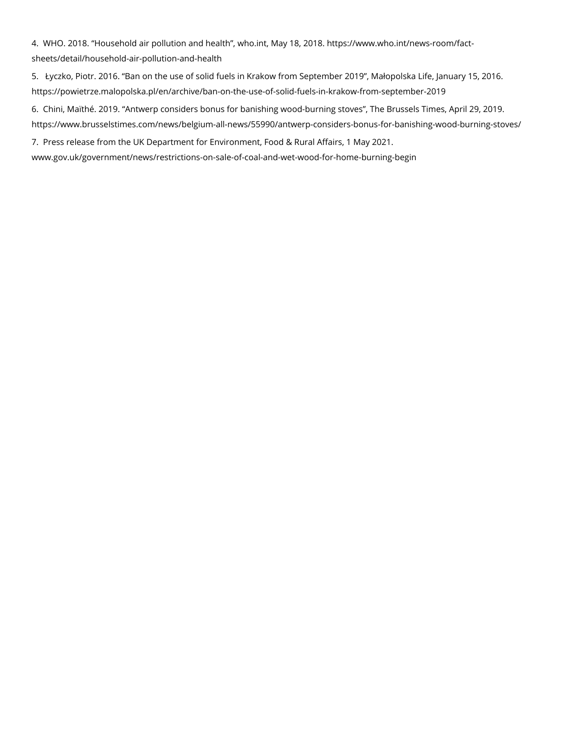4. WHO. 2018. “Household air pollution and health”, who.int, May 18, 2018. https://www.who.int/news-room/fact-sheets/detail/household-air-pollution-and-health

5. Łyczko, Piotr. 2016. “Ban on the use of solid fuels in Krakow from September 2019”, Małopolska Life, January 15, 2016. https://powietrze.malopolska.pl/en/archive/ban-on-the-use-of-solid-fuels-in-krakow-from-september-2019

6. Chini, Maïthé. 2019. “Antwerp considers bonus for banishing wood-burning stoves”, The Brussels Times, April 29, 2019. https://www.brusselstimes.com/news/belgium-all-news/55990/antwerp-considers-bonus-for-banishing-wood-burning-stoves/

7. Press release from the UK Department for Environment, Food & Rural Affairs, 1 May 2021. www.gov.uk/government/news/restrictions-on-sale-of-coal-and-wet-wood-for-home-burning-begin